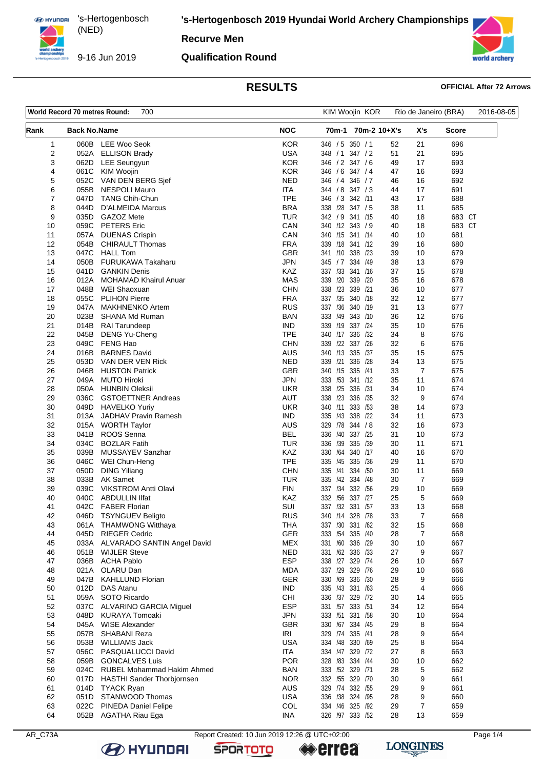's-Hertogenbosch (NED)

9-16 Jun 2019

# 's-Hertogenbosch 2019 Hyundai World Archery Championships

## Recurve Men

## Qualification Round

### RESULTS

**OFFICIAL After 72 Arrows**

| World Record 70 metres Round: | 700 | KIM Woojin KOR | Rio de Janeiro (BRA) | 2016-08-05 |
|---|---|---|---|---|

| Rank | Back No. | Name | NOC | 70m-1 | 70m-2 | 10+X's | X's | Score |
|---|---|---|---|---|---|---|---|---|
| 1 | 060B | LEE Woo Seok | KOR | 346 / 5 | 350 / 1 | 52 | 21 | 696 |
| 2 | 052A | ELLISON Brady | USA | 348 / 1 | 347 / 2 | 51 | 21 | 695 |
| 3 | 062D | LEE Seungyun | KOR | 346 / 2 | 347 / 6 | 49 | 17 | 693 |
| 4 | 061C | KIM Woojin | KOR | 346 / 6 | 347 / 4 | 47 | 16 | 693 |
| 5 | 052C | VAN DEN BERG Sjef | NED | 346 / 4 | 346 / 7 | 46 | 16 | 692 |
| 6 | 055B | NESPOLI Mauro | ITA | 344 / 8 | 347 / 3 | 44 | 17 | 691 |
| 7 | 047D | TANG Chih-Chun | TPE | 346 / 3 | 342 /11 | 43 | 17 | 688 |
| 8 | 044D | D'ALMEIDA Marcus | BRA | 338 /28 | 347 / 5 | 38 | 11 | 685 |
| 9 | 035D | GAZOZ Mete | TUR | 342 / 9 | 341 /15 | 40 | 18 | 683 CT |
| 10 | 059C | PETERS Eric | CAN | 340 /12 | 343 / 9 | 40 | 18 | 683 CT |
| 11 | 057A | DUENAS Crispin | CAN | 340 /15 | 341 /14 | 40 | 10 | 681 |
| 12 | 054B | CHIRAULT Thomas | FRA | 339 /18 | 341 /12 | 39 | 16 | 680 |
| 13 | 047C | HALL Tom | GBR | 341 /10 | 338 /23 | 39 | 10 | 679 |
| 14 | 050B | FURUKAWA Takaharu | JPN | 345 / 7 | 334 /49 | 38 | 13 | 679 |
| 15 | 041D | GANKIN Denis | KAZ | 337 /33 | 341 /16 | 37 | 15 | 678 |
| 16 | 012A | MOHAMAD Khairul Anuar | MAS | 339 /20 | 339 /20 | 35 | 16 | 678 |
| 17 | 048B | WEI Shaoxuan | CHN | 338 /23 | 339 /21 | 36 | 10 | 677 |
| 18 | 055C | PLIHON Pierre | FRA | 337 /35 | 340 /18 | 32 | 12 | 677 |
| 19 | 047A | MAKHNENKO Artem | RUS | 337 /36 | 340 /19 | 31 | 13 | 677 |
| 20 | 023B | SHANA Md Ruman | BAN | 333 /49 | 343 /10 | 36 | 12 | 676 |
| 21 | 014B | RAI Tarundeep | IND | 339 /19 | 337 /24 | 35 | 10 | 676 |
| 22 | 045B | DENG Yu-Cheng | TPE | 340 /17 | 336 /32 | 34 | 8 | 676 |
| 23 | 049C | FENG Hao | CHN | 339 /22 | 337 /26 | 32 | 6 | 676 |
| 24 | 016B | BARNES David | AUS | 340 /13 | 335 /37 | 35 | 15 | 675 |
| 25 | 053D | VAN DER VEN Rick | NED | 339 /21 | 336 /28 | 34 | 13 | 675 |
| 26 | 046B | HUSTON Patrick | GBR | 340 /15 | 335 /41 | 33 | 7 | 675 |
| 27 | 049A | MUTO Hiroki | JPN | 333 /53 | 341 /12 | 35 | 11 | 674 |
| 28 | 050A | HUNBIN Oleksii | UKR | 338 /25 | 336 /31 | 34 | 10 | 674 |
| 29 | 036C | GSTOETTNER Andreas | AUT | 338 /23 | 336 /35 | 32 | 9 | 674 |
| 30 | 049D | HAVELKO Yuriy | UKR | 340 /11 | 333 /53 | 38 | 14 | 673 |
| 31 | 013A | JADHAV Pravin Ramesh | IND | 335 /43 | 338 /22 | 34 | 11 | 673 |
| 32 | 015A | WORTH Taylor | AUS | 329 /78 | 344 / 8 | 32 | 16 | 673 |
| 33 | 041B | ROOS Senna | BEL | 336 /40 | 337 /25 | 31 | 10 | 673 |
| 34 | 034C | BOZLAR Fatih | TUR | 336 /39 | 335 /39 | 30 | 11 | 671 |
| 35 | 039B | MUSSAYEV Sanzhar | KAZ | 330 /64 | 340 /17 | 40 | 16 | 670 |
| 36 | 046C | WEI Chun-Heng | TPE | 335 /45 | 335 /36 | 29 | 11 | 670 |
| 37 | 050D | DING Yiliang | CHN | 335 /41 | 334 /50 | 30 | 11 | 669 |
| 38 | 033B | AK Samet | TUR | 335 /42 | 334 /48 | 30 | 7 | 669 |
| 39 | 039C | VIKSTROM Antti Olavi | FIN | 337 /34 | 332 /56 | 29 | 10 | 669 |
| 40 | 040C | ABDULLIN Ilfat | KAZ | 332 /56 | 337 /27 | 25 | 5 | 669 |
| 41 | 042C | FABER Florian | SUI | 337 /32 | 331 /57 | 33 | 13 | 668 |
| 42 | 046D | TSYNGUEV Beligto | RUS | 340 /14 | 328 /78 | 33 | 7 | 668 |
| 43 | 061A | THAMWONG Witthaya | THA | 337 /30 | 331 /62 | 32 | 15 | 668 |
| 44 | 045D | RIEGER Cedric | GER | 333 /54 | 335 /40 | 28 | 7 | 668 |
| 45 | 033A | ALVARADO SANTIN Angel David | MEX | 331 /60 | 336 /29 | 30 | 10 | 667 |
| 46 | 051B | WIJLER Steve | NED | 331 /62 | 336 /33 | 27 | 9 | 667 |
| 47 | 036B | ACHA Pablo | ESP | 338 /27 | 329 /74 | 26 | 10 | 667 |
| 48 | 021A | OLARU Dan | MDA | 337 /29 | 329 /76 | 29 | 10 | 666 |
| 49 | 047B | KAHLLUND Florian | GER | 330 /69 | 336 /30 | 28 | 9 | 666 |
| 50 | 012D | DAS Atanu | IND | 335 /43 | 331 /63 | 25 | 4 | 666 |
| 51 | 059A | SOTO Ricardo | CHI | 336 /37 | 329 /72 | 30 | 14 | 665 |
| 52 | 037C | ALVARINO GARCIA Miguel | ESP | 331 /57 | 333 /51 | 34 | 12 | 664 |
| 53 | 048D | KURAYA Tomoaki | JPN | 333 /51 | 331 /58 | 30 | 10 | 664 |
| 54 | 045A | WISE Alexander | GBR | 330 /67 | 334 /45 | 29 | 8 | 664 |
| 55 | 057B | SHABANI Reza | IRI | 329 /74 | 335 /41 | 28 | 9 | 664 |
| 56 | 053B | WILLIAMS Jack | USA | 334 /48 | 330 /69 | 25 | 8 | 664 |
| 57 | 056C | PASQUALUCCI David | ITA | 334 /47 | 329 /72 | 27 | 8 | 663 |
| 58 | 059B | GONCALVES Luis | POR | 328 /83 | 334 /44 | 30 | 10 | 662 |
| 59 | 024C | RUBEL Mohammad Hakim Ahmed | BAN | 333 /52 | 329 /71 | 28 | 5 | 662 |
| 60 | 017D | HASTHI Sander Thorbjornsen | NOR | 332 /55 | 329 /70 | 30 | 9 | 661 |
| 61 | 014D | TYACK Ryan | AUS | 329 /74 | 332 /55 | 29 | 9 | 661 |
| 62 | 051D | STANWOOD Thomas | USA | 336 /38 | 324 /95 | 28 | 9 | 660 |
| 63 | 022C | PINEDA Daniel Felipe | COL | 334 /46 | 325 /92 | 29 | 7 | 659 |
| 64 | 052B | AGATHA Riau Ega | INA | 326 /97 | 333 /52 | 28 | 13 | 659 |

AR_C73A　Report Created: 10 Jun 2019 12:26 @ UTC+02:00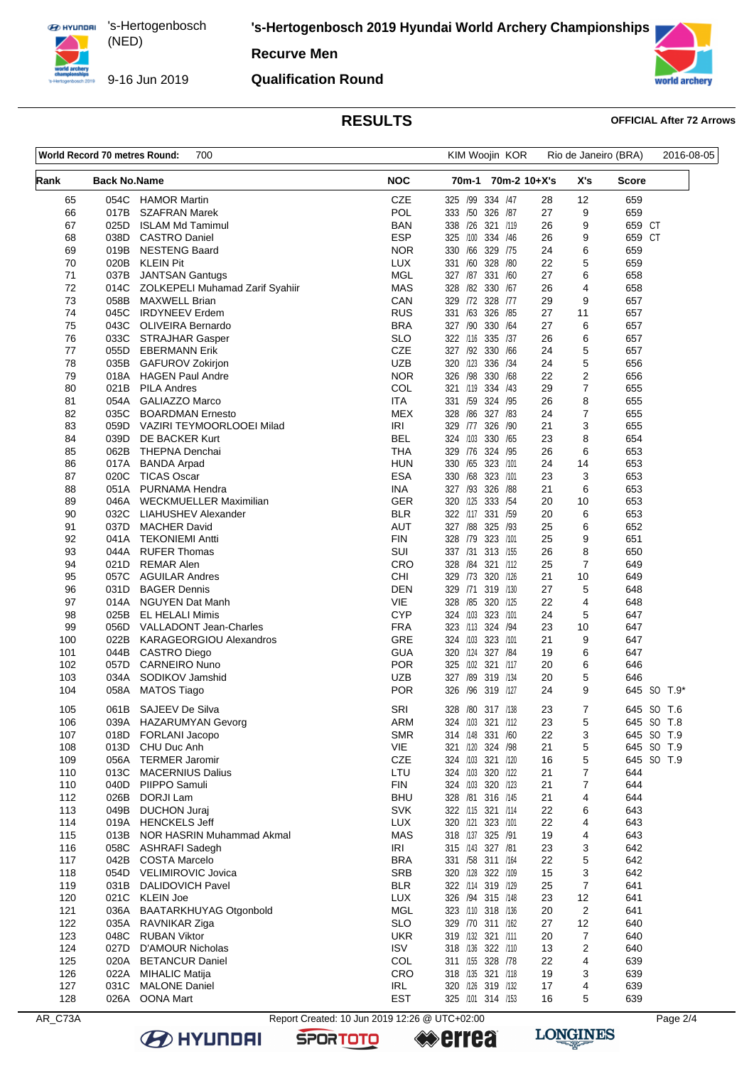# 's-Hertogenbosch 2019 Hyundai World Archery Championships

's-Hertogenbosch (NED)
9-16 Jun 2019

**Recurve Men**

**Qualification Round**

## RESULTS

**OFFICIAL After 72 Arrows**

| World Record 70 metres Round: | 700 | KIM Woojin KOR | Rio de Janeiro (BRA) | 2016-08-05 |
|---|---|---|---|---|

| Rank | Back No. | Name | NOC | 70m-1 | 70m-2 | 10+X's | X's | Score |
|---|---|---|---|---|---|---|---|---|
| 65 | 054C | HAMOR Martin | CZE | 325 /99 | 334 /47 | 28 | 12 | 659 |
| 66 | 017B | SZAFRAN Marek | POL | 333 /50 | 326 /87 | 27 | 9 | 659 |
| 67 | 025D | ISLAM Md Tamimul | BAN | 338 /26 | 321 /119 | 26 | 9 | 659 CT |
| 68 | 038D | CASTRO Daniel | ESP | 325 /100 | 334 /46 | 26 | 9 | 659 CT |
| 69 | 019B | NESTENG Baard | NOR | 330 /66 | 329 /75 | 24 | 6 | 659 |
| 70 | 020B | KLEIN Pit | LUX | 331 /60 | 328 /80 | 22 | 5 | 659 |
| 71 | 037B | JANTSAN Gantugs | MGL | 327 /87 | 331 /60 | 27 | 6 | 658 |
| 72 | 014C | ZOLKEPELI Muhamad Zarif Syahiir | MAS | 328 /82 | 330 /67 | 26 | 4 | 658 |
| 73 | 058B | MAXWELL Brian | CAN | 329 /72 | 328 /77 | 29 | 9 | 657 |
| 74 | 045C | IRDYNEEV Erdem | RUS | 331 /63 | 326 /85 | 27 | 11 | 657 |
| 75 | 043C | OLIVEIRA Bernardo | BRA | 327 /90 | 330 /64 | 27 | 6 | 657 |
| 76 | 033C | STRAJHAR Gasper | SLO | 322 /116 | 335 /37 | 26 | 6 | 657 |
| 77 | 055D | EBERMANN Erik | CZE | 327 /92 | 330 /66 | 24 | 5 | 657 |
| 78 | 035B | GAFUROV Zokirjon | UZB | 320 /123 | 336 /34 | 24 | 5 | 656 |
| 79 | 018A | HAGEN Paul Andre | NOR | 326 /98 | 330 /68 | 22 | 2 | 656 |
| 80 | 021B | PILA Andres | COL | 321 /119 | 334 /43 | 29 | 7 | 655 |
| 81 | 054A | GALIAZZO Marco | ITA | 331 /59 | 324 /95 | 26 | 8 | 655 |
| 82 | 035C | BOARDMAN Ernesto | MEX | 328 /86 | 327 /83 | 24 | 7 | 655 |
| 83 | 059D | VAZIRI TEYMOORLOOEI Milad | IRI | 329 /77 | 326 /90 | 21 | 3 | 655 |
| 84 | 039D | DE BACKER Kurt | BEL | 324 /103 | 330 /65 | 23 | 8 | 654 |
| 85 | 062B | THEPNA Denchai | THA | 329 /76 | 324 /95 | 26 | 6 | 653 |
| 86 | 017A | BANDA Arpad | HUN | 330 /65 | 323 /101 | 24 | 14 | 653 |
| 87 | 020C | TICAS Oscar | ESA | 330 /68 | 323 /101 | 23 | 3 | 653 |
| 88 | 051A | PURNAMA Hendra | INA | 327 /93 | 326 /88 | 21 | 6 | 653 |
| 89 | 046A | WECKMUELLER Maximilian | GER | 320 /125 | 333 /54 | 20 | 10 | 653 |
| 90 | 032C | LIAHUSHEV Alexander | BLR | 322 /117 | 331 /59 | 20 | 6 | 653 |
| 91 | 037D | MACHER David | AUT | 327 /88 | 325 /93 | 25 | 6 | 652 |
| 92 | 041A | TEKONIEMI Antti | FIN | 328 /79 | 323 /101 | 25 | 9 | 651 |
| 93 | 044A | RUFER Thomas | SUI | 337 /31 | 313 /155 | 26 | 8 | 650 |
| 94 | 021D | REMAR Alen | CRO | 328 /84 | 321 /112 | 25 | 7 | 649 |
| 95 | 057C | AGUILAR Andres | CHI | 329 /73 | 320 /126 | 21 | 10 | 649 |
| 96 | 031D | BAGER Dennis | DEN | 329 /71 | 319 /130 | 27 | 5 | 648 |
| 97 | 014A | NGUYEN Dat Manh | VIE | 328 /85 | 320 /125 | 22 | 4 | 648 |
| 98 | 025B | EL HELALI Mimis | CYP | 324 /103 | 323 /101 | 24 | 5 | 647 |
| 99 | 056D | VALLADONT Jean-Charles | FRA | 323 /113 | 324 /94 | 23 | 10 | 647 |
| 100 | 022B | KARAGEORGIOU Alexandros | GRE | 324 /103 | 323 /101 | 21 | 9 | 647 |
| 101 | 044B | CASTRO Diego | GUA | 320 /124 | 327 /84 | 19 | 6 | 647 |
| 102 | 057D | CARNEIRO Nuno | POR | 325 /102 | 321 /117 | 20 | 6 | 646 |
| 103 | 034A | SODIKOV Jamshid | UZB | 327 /89 | 319 /134 | 20 | 5 | 646 |
| 104 | 058A | MATOS Tiago | POR | 326 /96 | 319 /127 | 24 | 9 | 645 SO T.9* |
| 105 | 061B | SAJEEV De Silva | SRI | 328 /80 | 317 /138 | 23 | 7 | 645 SO T.6 |
| 106 | 039A | HAZARUMYAN Gevorg | ARM | 324 /103 | 321 /112 | 23 | 5 | 645 SO T.8 |
| 107 | 018D | FORLANI Jacopo | SMR | 314 /148 | 331 /60 | 22 | 3 | 645 SO T.9 |
| 108 | 013D | CHU Duc Anh | VIE | 321 /120 | 324 /98 | 21 | 5 | 645 SO T.9 |
| 109 | 056A | TERMER Jaromir | CZE | 324 /103 | 321 /120 | 16 | 5 | 645 SO T.9 |
| 110 | 013C | MACERNIUS Dalius | LTU | 324 /103 | 320 /122 | 21 | 7 | 644 |
| 110 | 040D | PIIPPO Samuli | FIN | 324 /103 | 320 /123 | 21 | 7 | 644 |
| 112 | 026B | DORJI Lam | BHU | 328 /81 | 316 /145 | 21 | 4 | 644 |
| 113 | 049B | DUCHON Juraj | SVK | 322 /115 | 321 /114 | 22 | 6 | 643 |
| 114 | 019A | HENCKELS Jeff | LUX | 320 /121 | 323 /101 | 22 | 4 | 643 |
| 115 | 013B | NOR HASRIN Muhammad Akmal | MAS | 318 /137 | 325 /91 | 19 | 4 | 643 |
| 116 | 058C | ASHRAFI Sadegh | IRI | 315 /143 | 327 /81 | 23 | 3 | 642 |
| 117 | 042B | COSTA Marcelo | BRA | 331 /58 | 311 /164 | 22 | 5 | 642 |
| 118 | 054D | VELIMIROVIC Jovica | SRB | 320 /128 | 322 /109 | 15 | 3 | 642 |
| 119 | 031B | DALIDOVICH Pavel | BLR | 322 /114 | 319 /129 | 25 | 7 | 641 |
| 120 | 021C | KLEIN Joe | LUX | 326 /94 | 315 /148 | 23 | 12 | 641 |
| 121 | 036A | BAATARKHUYAG Otgonbold | MGL | 323 /110 | 318 /136 | 20 | 2 | 641 |
| 122 | 035A | RAVNIKAR Ziga | SLO | 329 /70 | 311 /162 | 27 | 12 | 640 |
| 123 | 048C | RUBAN Viktor | UKR | 319 /132 | 321 /111 | 20 | 7 | 640 |
| 124 | 027D | D'AMOUR Nicholas | ISV | 318 /136 | 322 /110 | 13 | 2 | 640 |
| 125 | 020A | BETANCUR Daniel | COL | 311 /155 | 328 /78 | 22 | 4 | 639 |
| 126 | 022A | MIHALIC Matija | CRO | 318 /135 | 321 /118 | 19 | 3 | 639 |
| 127 | 031C | MALONE Daniel | IRL | 320 /126 | 319 /132 | 17 | 4 | 639 |
| 128 | 026A | OONA Mart | EST | 325 /101 | 314 /153 | 16 | 5 | 639 |

AR_C73A Report Created: 10 Jun 2019 12:26 @ UTC+02:00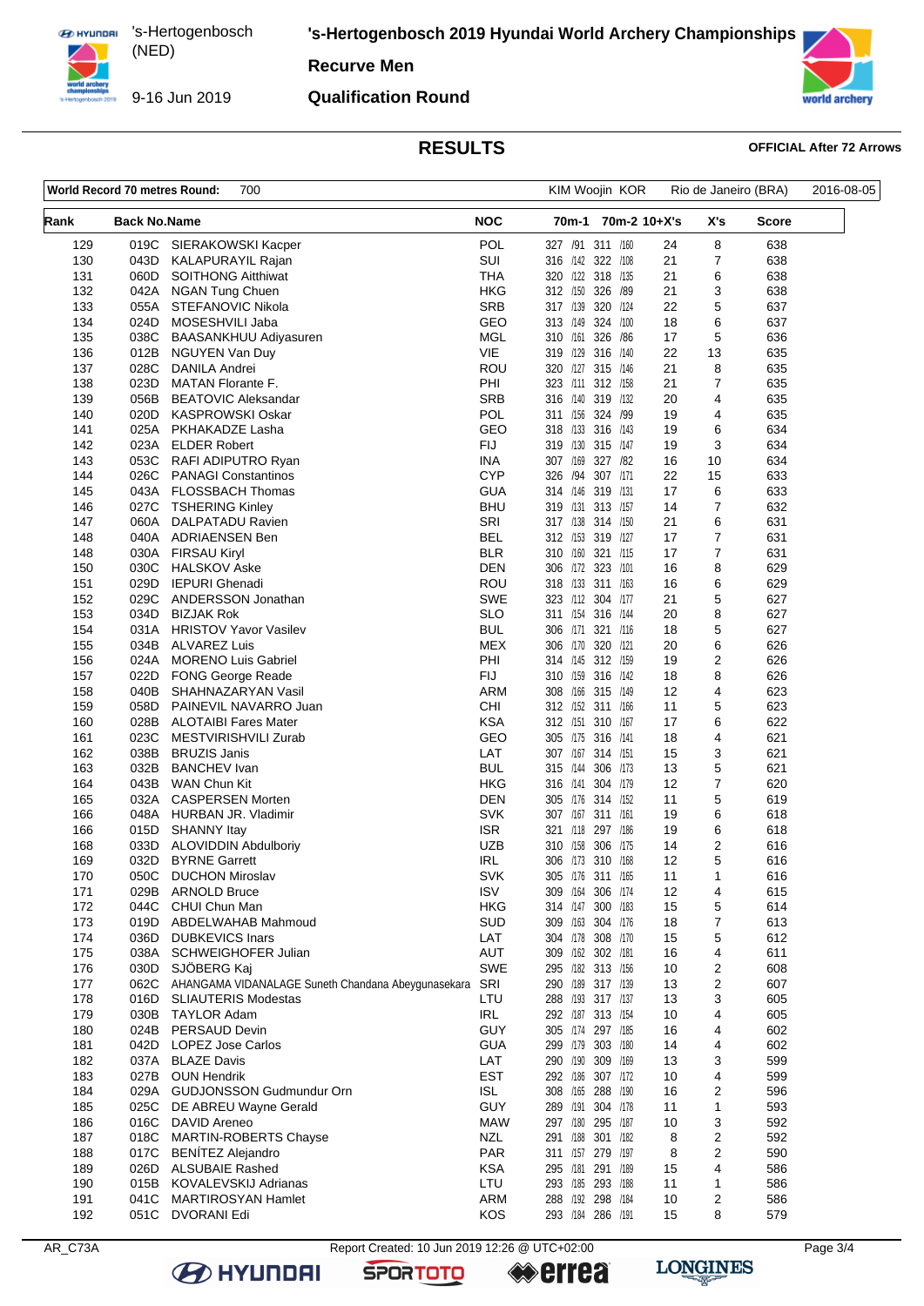# 's-Hertogenbosch 2019 Hyundai World Archery Championships

**Recurve Men**

**Qualification Round**

's-Hertogenbosch (NED)

9-16 Jun 2019

## RESULTS

**OFFICIAL After 72 Arrows**

| World Record 70 metres Round: | 700 | KIM Woojin KOR | Rio de Janeiro (BRA) | 2016-08-05 |
|---|---|---|---|---|

| Rank | Back No. | Name | NOC | 70m-1 | | 70m-2 | | 10+X's | X's | Score |
|---|---|---|---|---|---|---|---|---|---|---|
| 129 | 019C | SIERAKOWSKI Kacper | POL | 327 | /91 | 311 | /160 | 24 | 8 | 638 |
| 130 | 043D | KALAPURAYIL Rajan | SUI | 316 | /142 | 322 | /108 | 21 | 7 | 638 |
| 131 | 060D | SOITHONG Aitthiwat | THA | 320 | /122 | 318 | /135 | 21 | 6 | 638 |
| 132 | 042A | NGAN Tung Chuen | HKG | 312 | /150 | 326 | /89 | 21 | 3 | 638 |
| 133 | 055A | STEFANOVIC Nikola | SRB | 317 | /139 | 320 | /124 | 22 | 5 | 637 |
| 134 | 024D | MOSESHVILI Jaba | GEO | 313 | /149 | 324 | /100 | 18 | 6 | 637 |
| 135 | 038C | BAASANKHUU Adiyasuren | MGL | 310 | /161 | 326 | /86 | 17 | 5 | 636 |
| 136 | 012B | NGUYEN Van Duy | VIE | 319 | /129 | 316 | /140 | 22 | 13 | 635 |
| 137 | 028C | DANILA Andrei | ROU | 320 | /127 | 315 | /146 | 21 | 8 | 635 |
| 138 | 023D | MATAN Florante F. | PHI | 323 | /111 | 312 | /158 | 21 | 7 | 635 |
| 139 | 056B | BEATOVIC Aleksandar | SRB | 316 | /140 | 319 | /132 | 20 | 4 | 635 |
| 140 | 020D | KASPROWSKI Oskar | POL | 311 | /156 | 324 | /99 | 19 | 4 | 635 |
| 141 | 025A | PKHAKADZE Lasha | GEO | 318 | /133 | 316 | /143 | 19 | 6 | 634 |
| 142 | 023A | ELDER Robert | FIJ | 319 | /130 | 315 | /147 | 19 | 3 | 634 |
| 143 | 053C | RAFI ADIPUTRO Ryan | INA | 307 | /169 | 327 | /82 | 16 | 10 | 634 |
| 144 | 026C | PANAGI Constantinos | CYP | 326 | /94 | 307 | /171 | 22 | 15 | 633 |
| 145 | 043A | FLOSSBACH Thomas | GUA | 314 | /146 | 319 | /131 | 17 | 6 | 633 |
| 146 | 027C | TSHERING Kinley | BHU | 319 | /131 | 313 | /157 | 14 | 7 | 632 |
| 147 | 060A | DALPATADU Ravien | SRI | 317 | /138 | 314 | /150 | 21 | 6 | 631 |
| 148 | 040A | ADRIAENSEN Ben | BEL | 312 | /153 | 319 | /127 | 17 | 7 | 631 |
| 148 | 030A | FIRSAU Kiryl | BLR | 310 | /160 | 321 | /115 | 17 | 7 | 631 |
| 150 | 030C | HALSKOV Aske | DEN | 306 | /172 | 323 | /101 | 16 | 8 | 629 |
| 151 | 029D | IEPURI Ghenadi | ROU | 318 | /133 | 311 | /163 | 16 | 6 | 629 |
| 152 | 029C | ANDERSSON Jonathan | SWE | 323 | /112 | 304 | /177 | 21 | 5 | 627 |
| 153 | 034D | BIZJAK Rok | SLO | 311 | /154 | 316 | /144 | 20 | 8 | 627 |
| 154 | 031A | HRISTOV Yavor Vasilev | BUL | 306 | /171 | 321 | /116 | 18 | 5 | 627 |
| 155 | 034B | ALVAREZ Luis | MEX | 306 | /170 | 320 | /121 | 20 | 6 | 626 |
| 156 | 024A | MORENO Luis Gabriel | PHI | 314 | /145 | 312 | /159 | 19 | 2 | 626 |
| 157 | 022D | FONG George Reade | FIJ | 310 | /159 | 316 | /142 | 18 | 8 | 626 |
| 158 | 040B | SHAHNAZARYAN Vasil | ARM | 308 | /166 | 315 | /149 | 12 | 4 | 623 |
| 159 | 058D | PAINEVIL NAVARRO Juan | CHI | 312 | /152 | 311 | /166 | 11 | 5 | 623 |
| 160 | 028B | ALOTAIBI Fares Mater | KSA | 312 | /151 | 310 | /167 | 17 | 6 | 622 |
| 161 | 023C | MESTVIRISHVILI Zurab | GEO | 305 | /175 | 316 | /141 | 18 | 4 | 621 |
| 162 | 038B | BRUZIS Janis | LAT | 307 | /167 | 314 | /151 | 15 | 3 | 621 |
| 163 | 032B | BANCHEV Ivan | BUL | 315 | /144 | 306 | /173 | 13 | 5 | 621 |
| 164 | 043B | WAN Chun Kit | HKG | 316 | /141 | 304 | /179 | 12 | 7 | 620 |
| 165 | 032A | CASPERSEN Morten | DEN | 305 | /176 | 314 | /152 | 11 | 5 | 619 |
| 166 | 048A | HURBAN JR. Vladimir | SVK | 307 | /167 | 311 | /161 | 19 | 6 | 618 |
| 166 | 015D | SHANNY Itay | ISR | 321 | /118 | 297 | /186 | 19 | 6 | 618 |
| 168 | 033D | ALOVIDDIN Abdulboriy | UZB | 310 | /158 | 306 | /175 | 14 | 2 | 616 |
| 169 | 032D | BYRNE Garrett | IRL | 306 | /173 | 310 | /168 | 12 | 5 | 616 |
| 170 | 050C | DUCHON Miroslav | SVK | 305 | /176 | 311 | /165 | 11 | 1 | 616 |
| 171 | 029B | ARNOLD Bruce | ISV | 309 | /164 | 306 | /174 | 12 | 4 | 615 |
| 172 | 044C | CHUI Chun Man | HKG | 314 | /147 | 300 | /183 | 15 | 5 | 614 |
| 173 | 019D | ABDELWAHAB Mahmoud | SUD | 309 | /163 | 304 | /176 | 18 | 7 | 613 |
| 174 | 036D | DUBKEVICS Inars | LAT | 304 | /178 | 308 | /170 | 15 | 5 | 612 |
| 175 | 038A | SCHWEIGHOFER Julian | AUT | 309 | /162 | 302 | /181 | 16 | 4 | 611 |
| 176 | 030D | SJÖBERG Kaj | SWE | 295 | /182 | 313 | /156 | 10 | 2 | 608 |
| 177 | 062C | AHANGAMA VIDANALAGE Suneth Chandana Abeygunasekara | SRI | 290 | /189 | 317 | /139 | 13 | 2 | 607 |
| 178 | 016D | SLIAUTERIS Modestas | LTU | 288 | /193 | 317 | /137 | 13 | 3 | 605 |
| 179 | 030B | TAYLOR Adam | IRL | 292 | /187 | 313 | /154 | 10 | 4 | 605 |
| 180 | 024B | PERSAUD Devin | GUY | 305 | /174 | 297 | /185 | 16 | 4 | 602 |
| 181 | 042D | LOPEZ Jose Carlos | GUA | 299 | /179 | 303 | /180 | 14 | 4 | 602 |
| 182 | 037A | BLAZE Davis | LAT | 290 | /190 | 309 | /169 | 13 | 3 | 599 |
| 183 | 027B | OUN Hendrik | EST | 292 | /186 | 307 | /172 | 10 | 4 | 599 |
| 184 | 029A | GUDJONSSON Gudmundur Orn | ISL | 308 | /165 | 288 | /190 | 16 | 2 | 596 |
| 185 | 025C | DE ABREU Wayne Gerald | GUY | 289 | /191 | 304 | /178 | 11 | 1 | 593 |
| 186 | 016C | DAVID Areneo | MAW | 297 | /180 | 295 | /187 | 10 | 3 | 592 |
| 187 | 018C | MARTIN-ROBERTS Chayse | NZL | 291 | /188 | 301 | /182 | 8 | 2 | 592 |
| 188 | 017C | BENÍTEZ Alejandro | PAR | 311 | /157 | 279 | /197 | 8 | 2 | 590 |
| 189 | 026D | ALSUBAIE Rashed | KSA | 295 | /181 | 291 | /189 | 15 | 4 | 586 |
| 190 | 015B | KOVALEVSKIJ Adrianas | LTU | 293 | /185 | 293 | /188 | 11 | 1 | 586 |
| 191 | 041C | MARTIROSYAN Hamlet | ARM | 288 | /192 | 298 | /184 | 10 | 2 | 586 |
| 192 | 051C | DVORANI Edi | KOS | 293 | /184 | 286 | /191 | 15 | 8 | 579 |

AR_C73A Report Created: 10 Jun 2019 12:26 @ UTC+02:00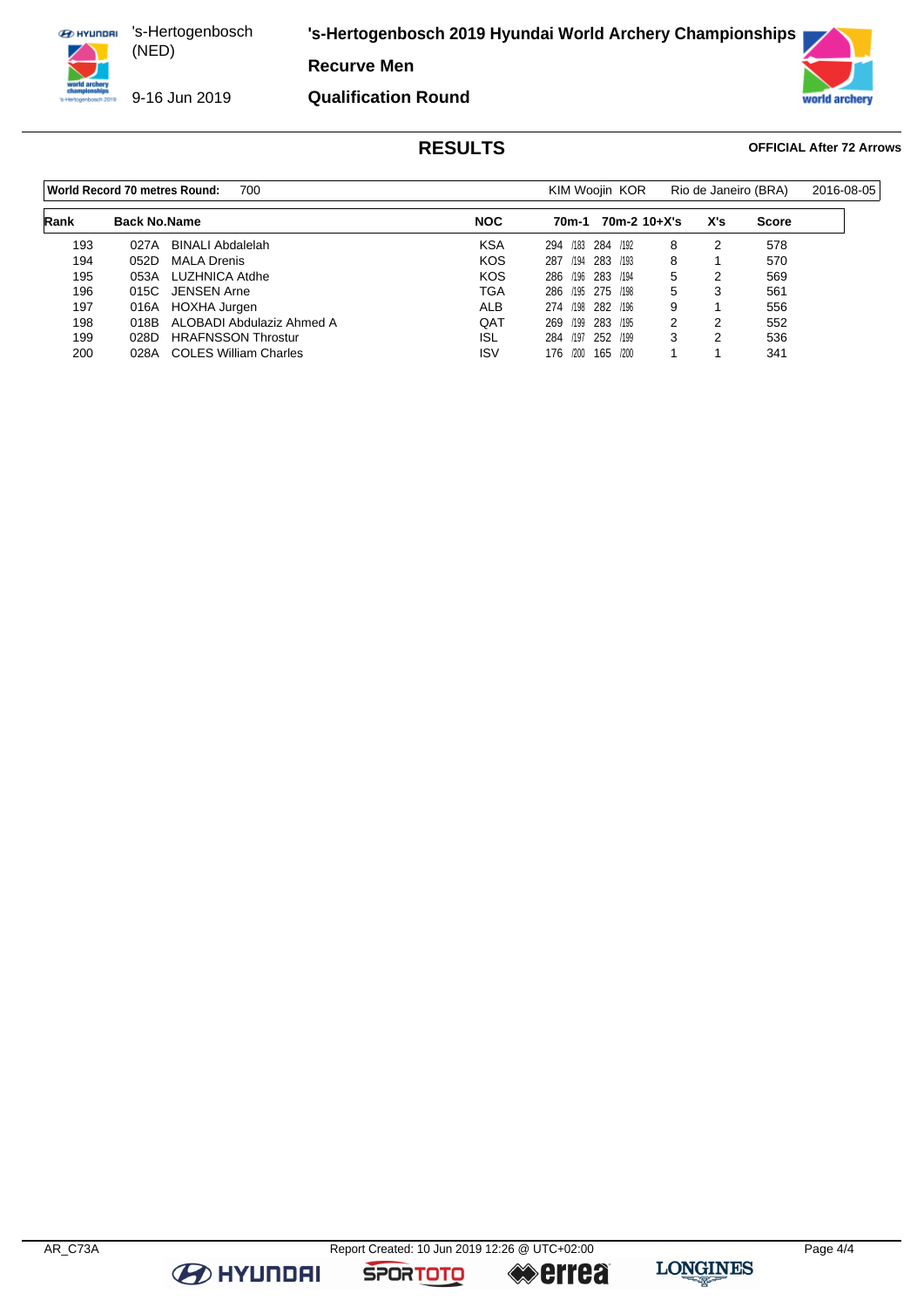# 's-Hertogenbosch 2019 Hyundai World Archery Championships

**Recurve Men**

**Qualification Round**

's-Hertogenbosch (NED)

9-16 Jun 2019

## RESULTS

**OFFICIAL After 72 Arrows**

| **World Record 70 metres Round:** | 700 | KIM Woojin KOR | Rio de Janeiro (BRA) | 2016-08-05 |
|---|---|---|---|---|

| Rank | Back No. | Name | NOC | 70m-1 | | 70m-2 | | 10+X's | X's | Score |
|---|---|---|---|---|---|---|---|---|---|---|
| 193 | 027A | BINALI Abdalelah | KSA | 294 | /183 | 284 | /192 | 8 | 2 | 578 |
| 194 | 052D | MALA Drenis | KOS | 287 | /194 | 283 | /193 | 8 | 1 | 570 |
| 195 | 053A | LUZHNICA Atdhe | KOS | 286 | /196 | 283 | /194 | 5 | 2 | 569 |
| 196 | 015C | JENSEN Arne | TGA | 286 | /195 | 275 | /198 | 5 | 3 | 561 |
| 197 | 016A | HOXHA Jurgen | ALB | 274 | /198 | 282 | /196 | 9 | 1 | 556 |
| 198 | 018B | ALOBADI Abdulaziz Ahmed A | QAT | 269 | /199 | 283 | /195 | 2 | 2 | 552 |
| 199 | 028D | HRAFNSSON Throstur | ISL | 284 | /197 | 252 | /199 | 3 | 2 | 536 |
| 200 | 028A | COLES William Charles | ISV | 176 | /200 | 165 | /200 | 1 | 1 | 341 |

AR_C73A Report Created: 10 Jun 2019 12:26 @ UTC+02:00